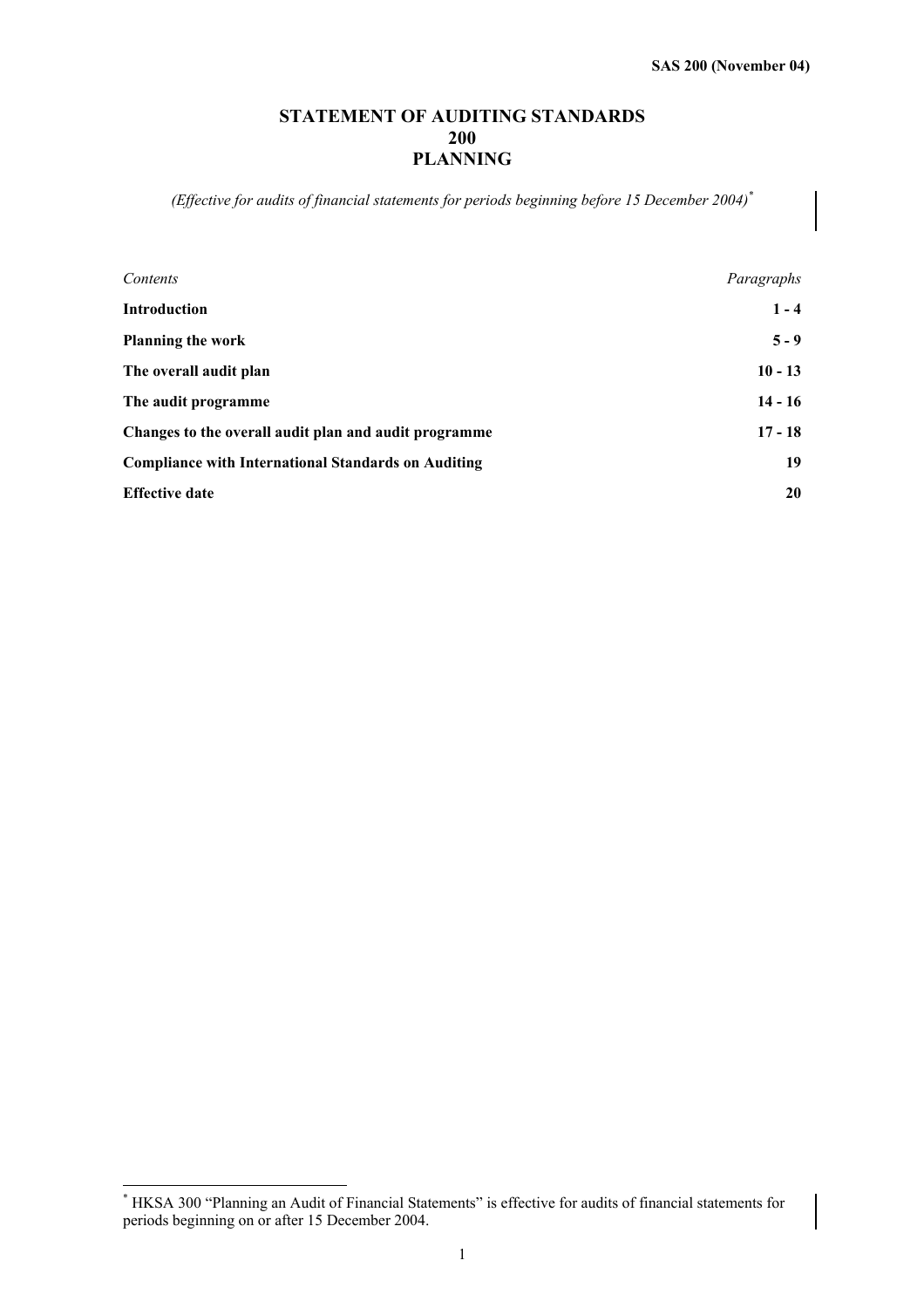# STATEMENT OF AUDITING STANDARDS 200 PLANNING

*(Effective for audits of financial statements for periods beginning before 15 December 2004)*[*]

| *Contents* | *Paragraphs* |
| --- | --- |
| **Introduction** | **1 - 4** |
| **Planning the work** | **5 - 9** |
| **The overall audit plan** | **10 - 13** |
| **The audit programme** | **14 - 16** |
| **Changes to the overall audit plan and audit programme** | **17 - 18** |
| **Compliance with International Standards on Auditing** | **19** |
| **Effective date** | **20** |

[*] HKSA 300 "Planning an Audit of Financial Statements" is effective for audits of financial statements for periods beginning on or after 15 December 2004.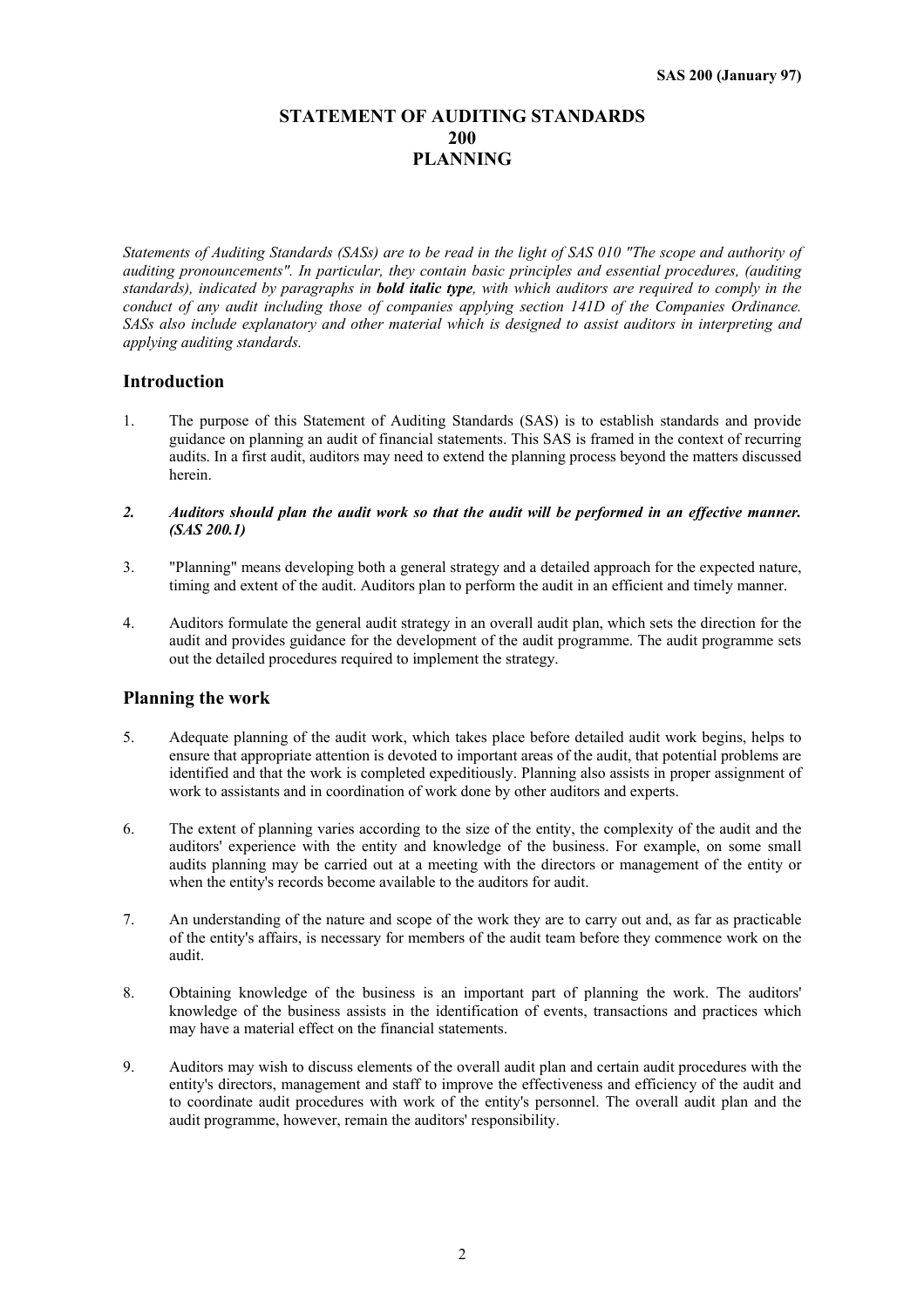**SAS 200 (January 97)**

# STATEMENT OF AUDITING STANDARDS 200 PLANNING

*Statements of Auditing Standards (SASs) are to be read in the light of SAS 010 "The scope and authority of auditing pronouncements". In particular, they contain basic principles and essential procedures, (auditing standards), indicated by paragraphs in **bold italic type**, with which auditors are required to comply in the conduct of any audit including those of companies applying section 141D of the Companies Ordinance. SASs also include explanatory and other material which is designed to assist auditors in interpreting and applying auditing standards.*

## Introduction

1. The purpose of this Statement of Auditing Standards (SAS) is to establish standards and provide guidance on planning an audit of financial statements. This SAS is framed in the context of recurring audits. In a first audit, auditors may need to extend the planning process beyond the matters discussed herein.

2. ***Auditors should plan the audit work so that the audit will be performed in an effective manner. (SAS 200.1)***

3. "Planning" means developing both a general strategy and a detailed approach for the expected nature, timing and extent of the audit. Auditors plan to perform the audit in an efficient and timely manner.

4. Auditors formulate the general audit strategy in an overall audit plan, which sets the direction for the audit and provides guidance for the development of the audit programme. The audit programme sets out the detailed procedures required to implement the strategy.

## Planning the work

5. Adequate planning of the audit work, which takes place before detailed audit work begins, helps to ensure that appropriate attention is devoted to important areas of the audit, that potential problems are identified and that the work is completed expeditiously. Planning also assists in proper assignment of work to assistants and in coordination of work done by other auditors and experts.

6. The extent of planning varies according to the size of the entity, the complexity of the audit and the auditors' experience with the entity and knowledge of the business. For example, on some small audits planning may be carried out at a meeting with the directors or management of the entity or when the entity's records become available to the auditors for audit.

7. An understanding of the nature and scope of the work they are to carry out and, as far as practicable of the entity's affairs, is necessary for members of the audit team before they commence work on the audit.

8. Obtaining knowledge of the business is an important part of planning the work. The auditors' knowledge of the business assists in the identification of events, transactions and practices which may have a material effect on the financial statements.

9. Auditors may wish to discuss elements of the overall audit plan and certain audit procedures with the entity's directors, management and staff to improve the effectiveness and efficiency of the audit and to coordinate audit procedures with work of the entity's personnel. The overall audit plan and the audit programme, however, remain the auditors' responsibility.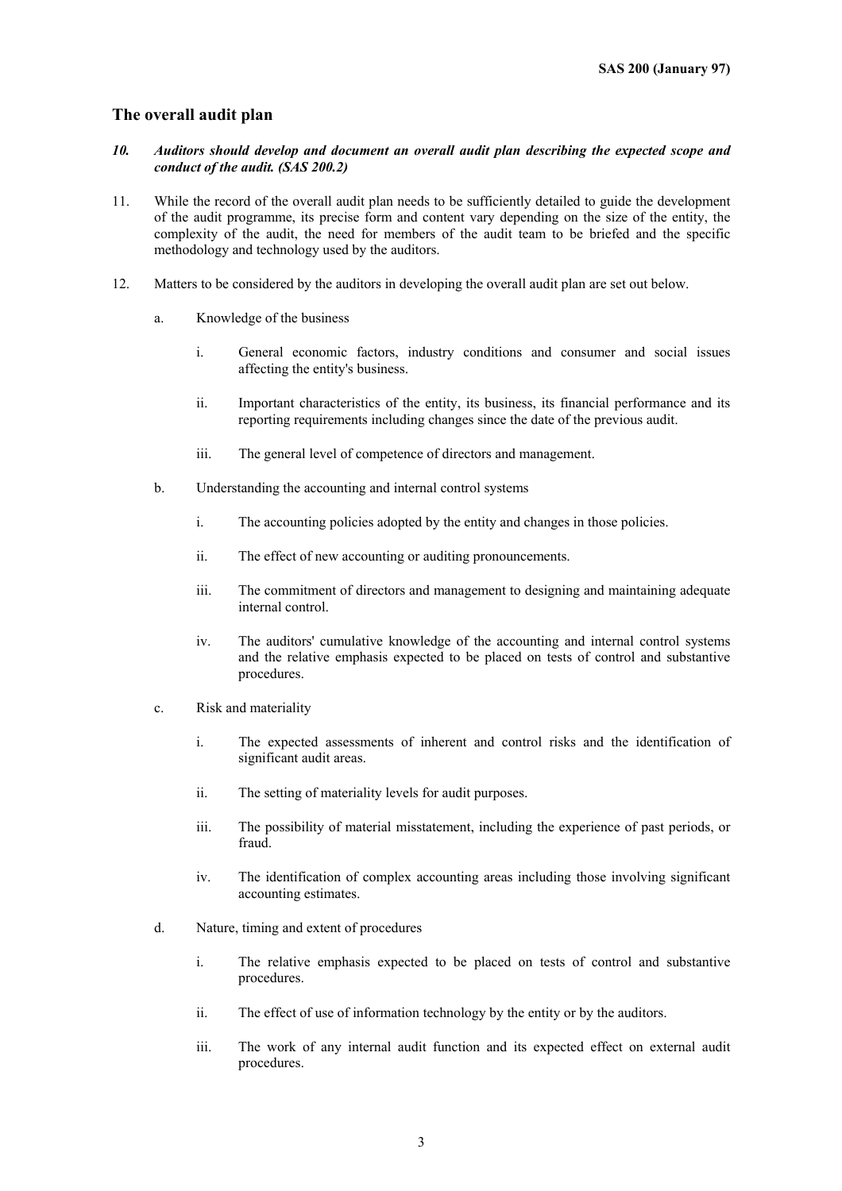## The overall audit plan

***10. Auditors should develop and document an overall audit plan describing the expected scope and conduct of the audit. (SAS 200.2)***

11. While the record of the overall audit plan needs to be sufficiently detailed to guide the development of the audit programme, its precise form and content vary depending on the size of the entity, the complexity of the audit, the need for members of the audit team to be briefed and the specific methodology and technology used by the auditors.

12. Matters to be considered by the auditors in developing the overall audit plan are set out below.

    a. Knowledge of the business

        i. General economic factors, industry conditions and consumer and social issues affecting the entity's business.

        ii. Important characteristics of the entity, its business, its financial performance and its reporting requirements including changes since the date of the previous audit.

        iii. The general level of competence of directors and management.

    b. Understanding the accounting and internal control systems

        i. The accounting policies adopted by the entity and changes in those policies.

        ii. The effect of new accounting or auditing pronouncements.

        iii. The commitment of directors and management to designing and maintaining adequate internal control.

        iv. The auditors' cumulative knowledge of the accounting and internal control systems and the relative emphasis expected to be placed on tests of control and substantive procedures.

    c. Risk and materiality

        i. The expected assessments of inherent and control risks and the identification of significant audit areas.

        ii. The setting of materiality levels for audit purposes.

        iii. The possibility of material misstatement, including the experience of past periods, or fraud.

        iv. The identification of complex accounting areas including those involving significant accounting estimates.

    d. Nature, timing and extent of procedures

        i. The relative emphasis expected to be placed on tests of control and substantive procedures.

        ii. The effect of use of information technology by the entity or by the auditors.

        iii. The work of any internal audit function and its expected effect on external audit procedures.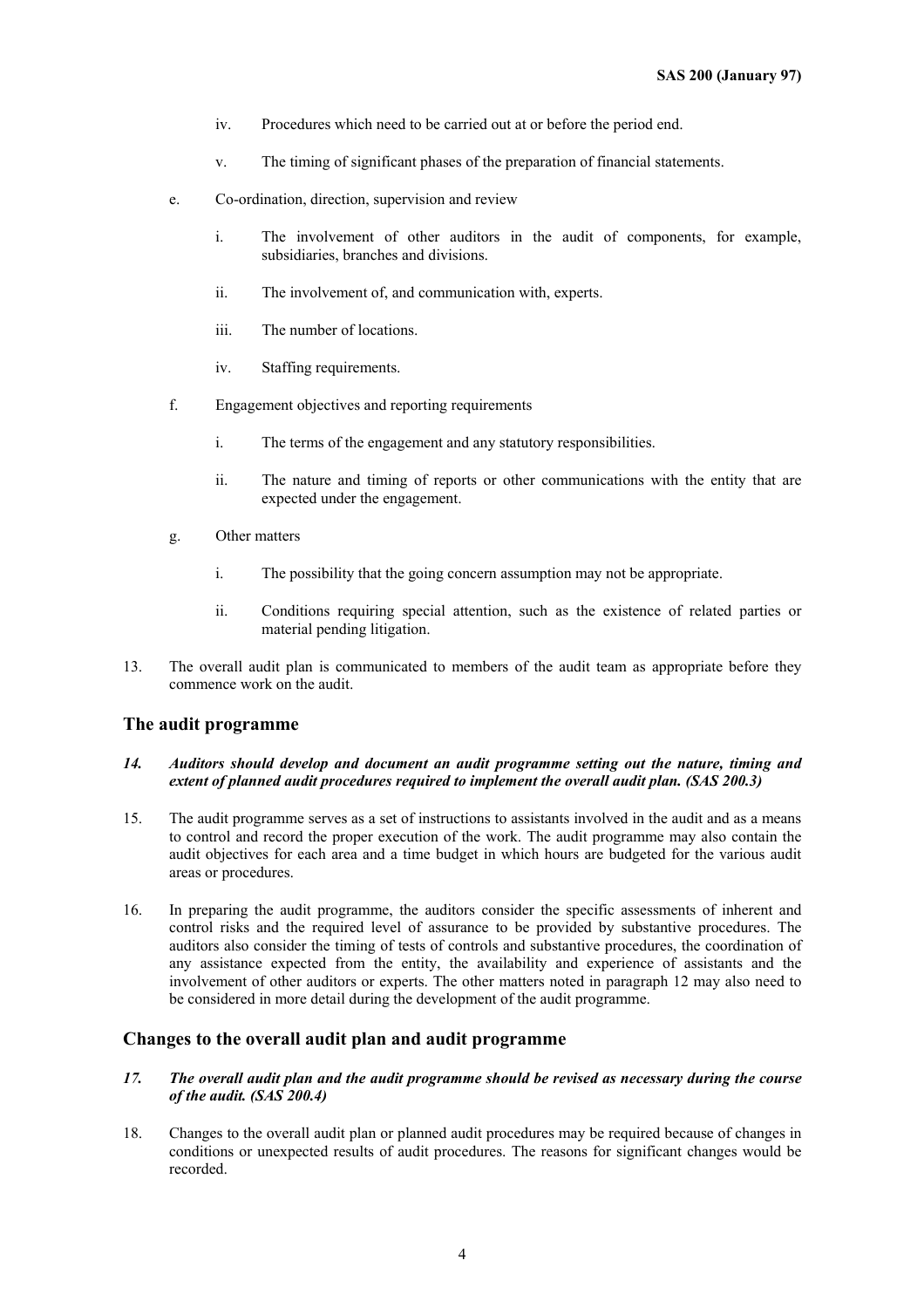iv. Procedures which need to be carried out at or before the period end.

   v. The timing of significant phases of the preparation of financial statements.

e. Co-ordination, direction, supervision and review

   i. The involvement of other auditors in the audit of components, for example, subsidiaries, branches and divisions.

   ii. The involvement of, and communication with, experts.

   iii. The number of locations.

   iv. Staffing requirements.

f. Engagement objectives and reporting requirements

   i. The terms of the engagement and any statutory responsibilities.

   ii. The nature and timing of reports or other communications with the entity that are expected under the engagement.

g. Other matters

   i. The possibility that the going concern assumption may not be appropriate.

   ii. Conditions requiring special attention, such as the existence of related parties or material pending litigation.

13. The overall audit plan is communicated to members of the audit team as appropriate before they commence work on the audit.

## The audit programme

***14. Auditors should develop and document an audit programme setting out the nature, timing and extent of planned audit procedures required to implement the overall audit plan. (SAS 200.3)***

15. The audit programme serves as a set of instructions to assistants involved in the audit and as a means to control and record the proper execution of the work. The audit programme may also contain the audit objectives for each area and a time budget in which hours are budgeted for the various audit areas or procedures.

16. In preparing the audit programme, the auditors consider the specific assessments of inherent and control risks and the required level of assurance to be provided by substantive procedures. The auditors also consider the timing of tests of controls and substantive procedures, the coordination of any assistance expected from the entity, the availability and experience of assistants and the involvement of other auditors or experts. The other matters noted in paragraph 12 may also need to be considered in more detail during the development of the audit programme.

## Changes to the overall audit plan and audit programme

***17. The overall audit plan and the audit programme should be revised as necessary during the course of the audit. (SAS 200.4)***

18. Changes to the overall audit plan or planned audit procedures may be required because of changes in conditions or unexpected results of audit procedures. The reasons for significant changes would be recorded.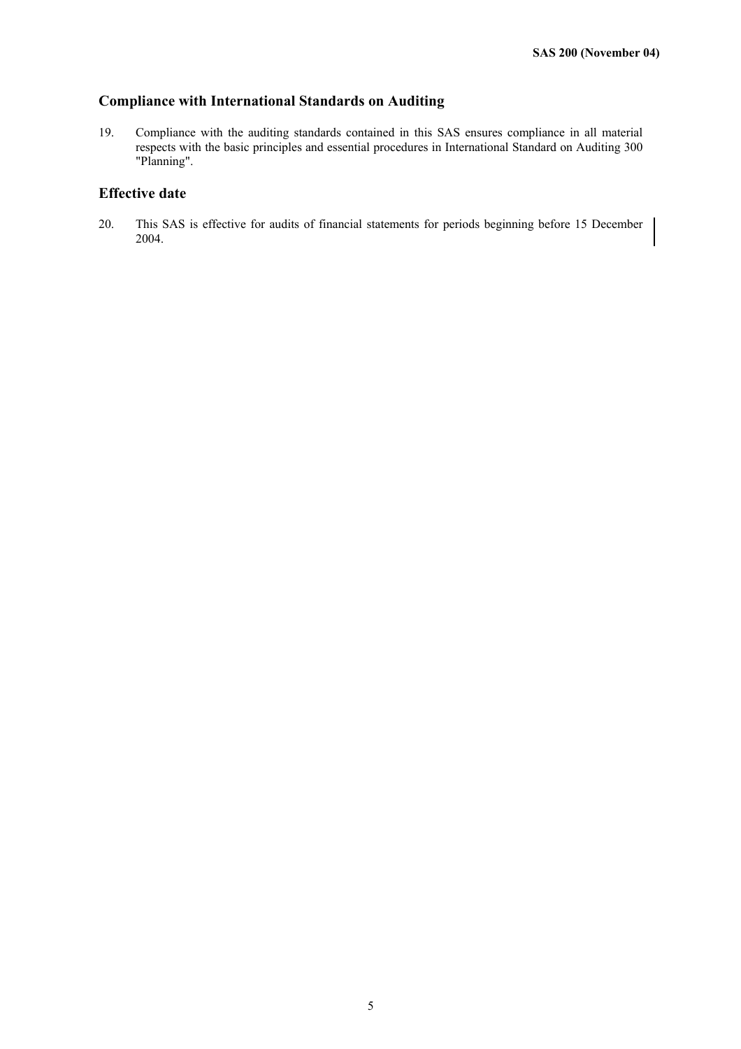## Compliance with International Standards on Auditing

19. Compliance with the auditing standards contained in this SAS ensures compliance in all material respects with the basic principles and essential procedures in International Standard on Auditing 300 "Planning".

## Effective date

20. This SAS is effective for audits of financial statements for periods beginning before 15 December 2004.